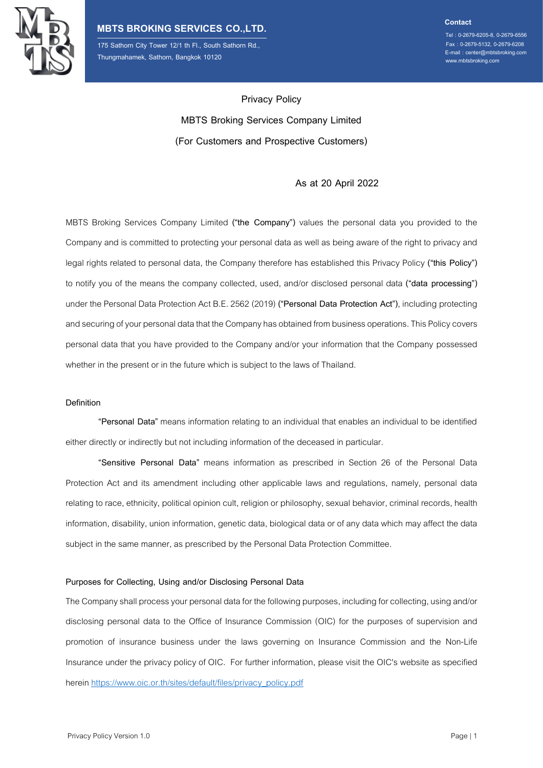**MBTS BROKING SERVICES CO.,LTD.**

175 Sathorn City Tower 12/1 th Fl., South Sathorn Rd.,
Thungmahamek, Sathorn, Bangkok 10120

**Contact**
Tel : 0-2679-6205-8, 0-2679-6556
Fax : 0-2679-5132, 0-2679-6208
E-mail : center@mbtsbroking.com
www.mbtsbroking.com

# Privacy Policy

## MBTS Broking Services Company Limited

## (For Customers and Prospective Customers)

As at 20 April 2022

MBTS Broking Services Company Limited **("the Company")** values the personal data you provided to the Company and is committed to protecting your personal data as well as being aware of the right to privacy and legal rights related to personal data, the Company therefore has established this Privacy Policy **("this Policy")** to notify you of the means the company collected, used, and/or disclosed personal data **("data processing")** under the Personal Data Protection Act B.E. 2562 (2019) **("Personal Data Protection Act")**, including protecting and securing of your personal data that the Company has obtained from business operations. This Policy covers personal data that you have provided to the Company and/or your information that the Company possessed whether in the present or in the future which is subject to the laws of Thailand.

### Definition

**"Personal Data"** means information relating to an individual that enables an individual to be identified either directly or indirectly but not including information of the deceased in particular.

**"Sensitive Personal Data"** means information as prescribed in Section 26 of the Personal Data Protection Act and its amendment including other applicable laws and regulations, namely, personal data relating to race, ethnicity, political opinion cult, religion or philosophy, sexual behavior, criminal records, health information, disability, union information, genetic data, biological data or of any data which may affect the data subject in the same manner, as prescribed by the Personal Data Protection Committee.

### Purposes for Collecting, Using and/or Disclosing Personal Data

The Company shall process your personal data for the following purposes, including for collecting, using and/or disclosing personal data to the Office of Insurance Commission (OIC) for the purposes of supervision and promotion of insurance business under the laws governing on Insurance Commission and the Non-Life Insurance under the privacy policy of OIC. For further information, please visit the OIC's website as specified herein https://www.oic.or.th/sites/default/files/privacy_policy.pdf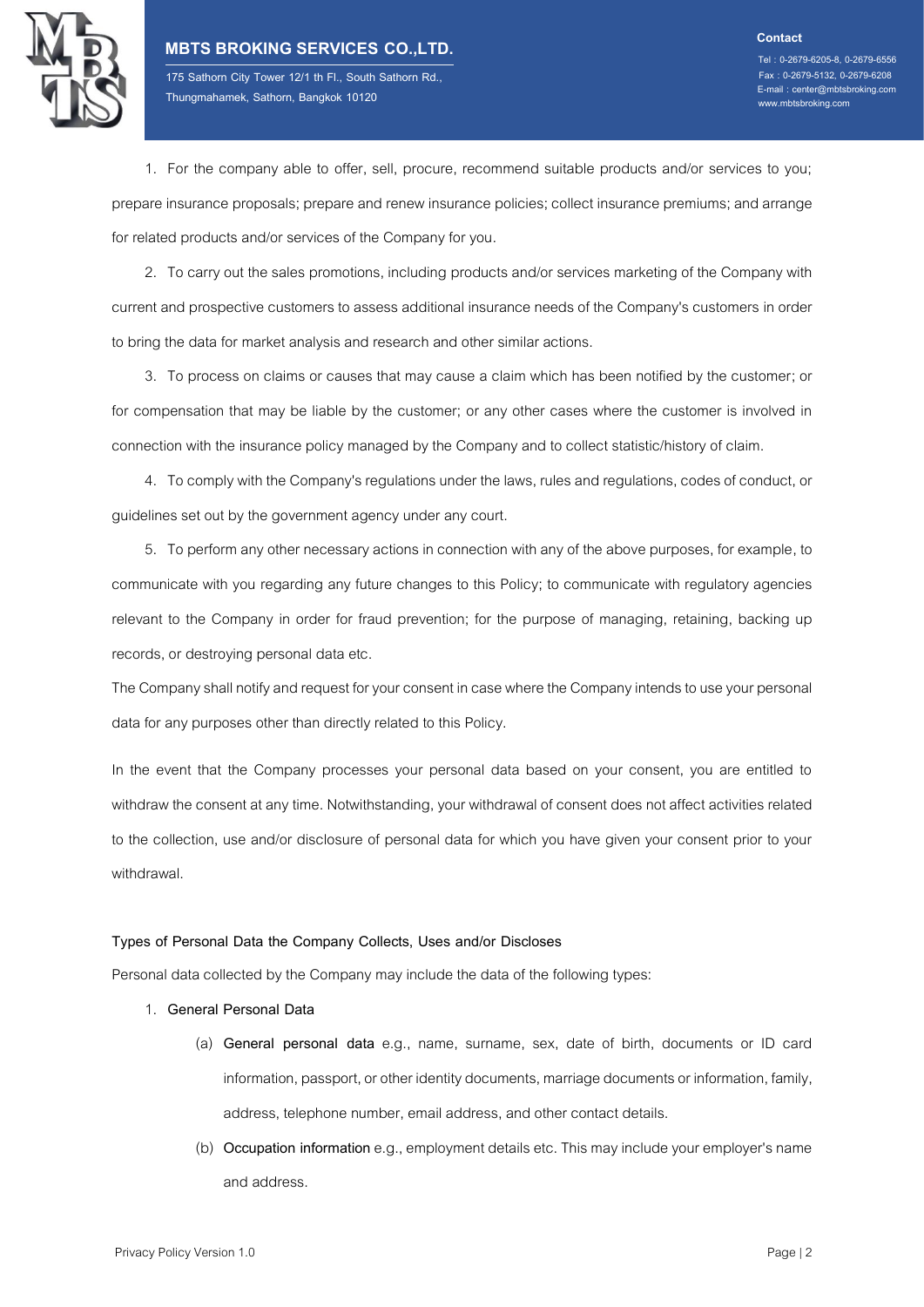1. For the company able to offer, sell, procure, recommend suitable products and/or services to you; prepare insurance proposals; prepare and renew insurance policies; collect insurance premiums; and arrange for related products and/or services of the Company for you.

2. To carry out the sales promotions, including products and/or services marketing of the Company with current and prospective customers to assess additional insurance needs of the Company's customers in order to bring the data for market analysis and research and other similar actions.

3. To process on claims or causes that may cause a claim which has been notified by the customer; or for compensation that may be liable by the customer; or any other cases where the customer is involved in connection with the insurance policy managed by the Company and to collect statistic/history of claim.

4. To comply with the Company's regulations under the laws, rules and regulations, codes of conduct, or guidelines set out by the government agency under any court.

5. To perform any other necessary actions in connection with any of the above purposes, for example, to communicate with you regarding any future changes to this Policy; to communicate with regulatory agencies relevant to the Company in order for fraud prevention; for the purpose of managing, retaining, backing up records, or destroying personal data etc.

The Company shall notify and request for your consent in case where the Company intends to use your personal data for any purposes other than directly related to this Policy.

In the event that the Company processes your personal data based on your consent, you are entitled to withdraw the consent at any time. Notwithstanding, your withdrawal of consent does not affect activities related to the collection, use and/or disclosure of personal data for which you have given your consent prior to your withdrawal.

## Types of Personal Data the Company Collects, Uses and/or Discloses

Personal data collected by the Company may include the data of the following types:

1. **General Personal Data**
    - (a) **General personal data** e.g., name, surname, sex, date of birth, documents or ID card information, passport, or other identity documents, marriage documents or information, family, address, telephone number, email address, and other contact details.
    - (b) **Occupation information** e.g., employment details etc. This may include your employer's name and address.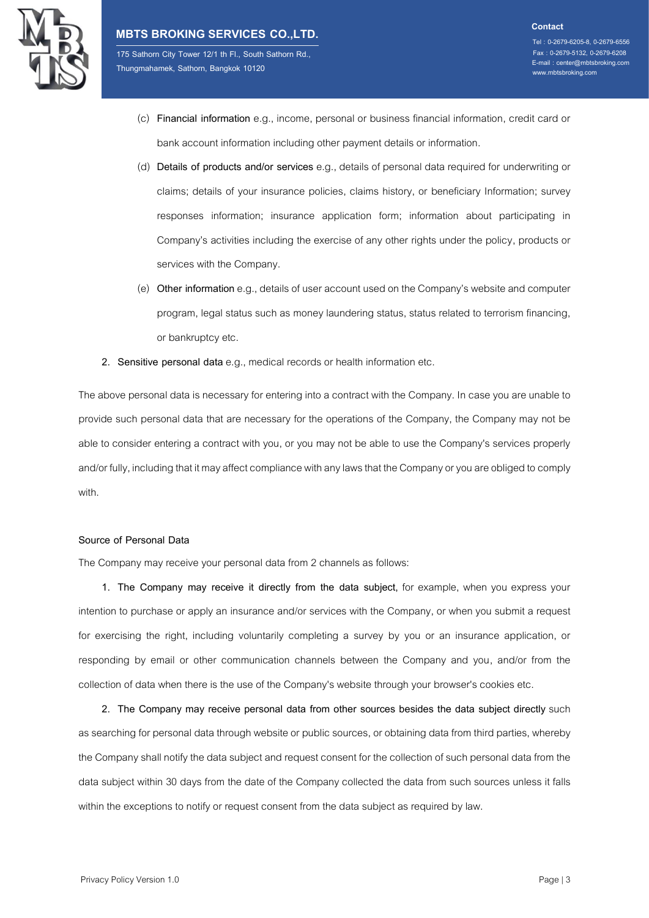(c) **Financial information** e.g., income, personal or business financial information, credit card or bank account information including other payment details or information.

(d) **Details of products and/or services** e.g., details of personal data required for underwriting or claims; details of your insurance policies, claims history, or beneficiary Information; survey responses information; insurance application form; information about participating in Company's activities including the exercise of any other rights under the policy, products or services with the Company.

(e) **Other information** e.g., details of user account used on the Company's website and computer program, legal status such as money laundering status, status related to terrorism financing, or bankruptcy etc.

2. **Sensitive personal data** e.g., medical records or health information etc.

The above personal data is necessary for entering into a contract with the Company. In case you are unable to provide such personal data that are necessary for the operations of the Company, the Company may not be able to consider entering a contract with you, or you may not be able to use the Company's services properly and/or fully, including that it may affect compliance with any laws that the Company or you are obliged to comply with.

### Source of Personal Data

The Company may receive your personal data from 2 channels as follows:

1. **The Company may receive it directly from the data subject,** for example, when you express your intention to purchase or apply an insurance and/or services with the Company, or when you submit a request for exercising the right, including voluntarily completing a survey by you or an insurance application, or responding by email or other communication channels between the Company and you, and/or from the collection of data when there is the use of the Company's website through your browser's cookies etc.

2. **The Company may receive personal data from other sources besides the data subject directly** such as searching for personal data through website or public sources, or obtaining data from third parties, whereby the Company shall notify the data subject and request consent for the collection of such personal data from the data subject within 30 days from the date of the Company collected the data from such sources unless it falls within the exceptions to notify or request consent from the data subject as required by law.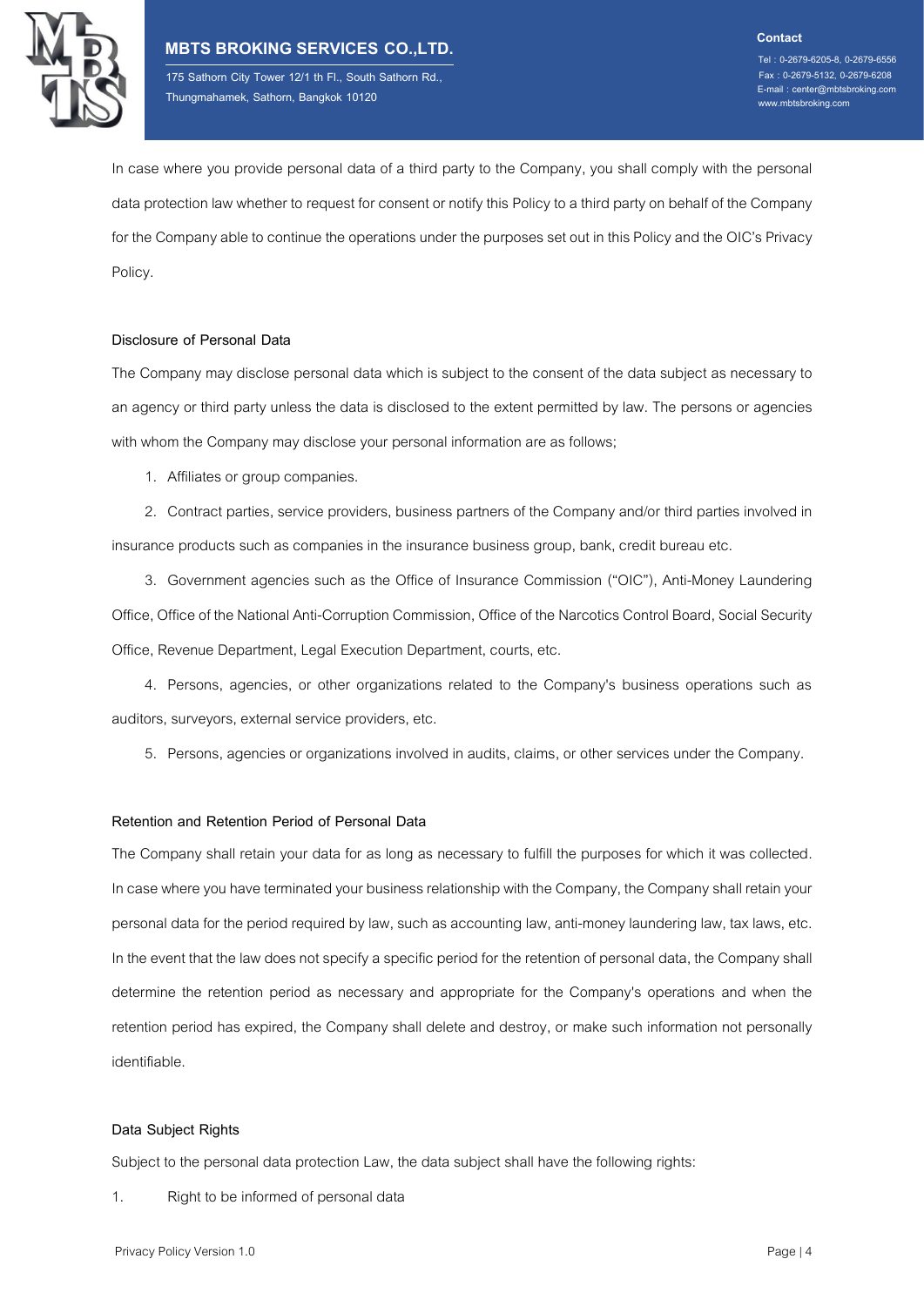In case where you provide personal data of a third party to the Company, you shall comply with the personal data protection law whether to request for consent or notify this Policy to a third party on behalf of the Company for the Company able to continue the operations under the purposes set out in this Policy and the OIC's Privacy Policy.

## Disclosure of Personal Data

The Company may disclose personal data which is subject to the consent of the data subject as necessary to an agency or third party unless the data is disclosed to the extent permitted by law. The persons or agencies with whom the Company may disclose your personal information are as follows;

1. Affiliates or group companies.
2. Contract parties, service providers, business partners of the Company and/or third parties involved in insurance products such as companies in the insurance business group, bank, credit bureau etc.
3. Government agencies such as the Office of Insurance Commission ("OIC"), Anti-Money Laundering Office, Office of the National Anti-Corruption Commission, Office of the Narcotics Control Board, Social Security Office, Revenue Department, Legal Execution Department, courts, etc.
4. Persons, agencies, or other organizations related to the Company's business operations such as auditors, surveyors, external service providers, etc.
5. Persons, agencies or organizations involved in audits, claims, or other services under the Company.

## Retention and Retention Period of Personal Data

The Company shall retain your data for as long as necessary to fulfill the purposes for which it was collected. In case where you have terminated your business relationship with the Company, the Company shall retain your personal data for the period required by law, such as accounting law, anti-money laundering law, tax laws, etc. In the event that the law does not specify a specific period for the retention of personal data, the Company shall determine the retention period as necessary and appropriate for the Company's operations and when the retention period has expired, the Company shall delete and destroy, or make such information not personally identifiable.

## Data Subject Rights

Subject to the personal data protection Law, the data subject shall have the following rights:

1. Right to be informed of personal data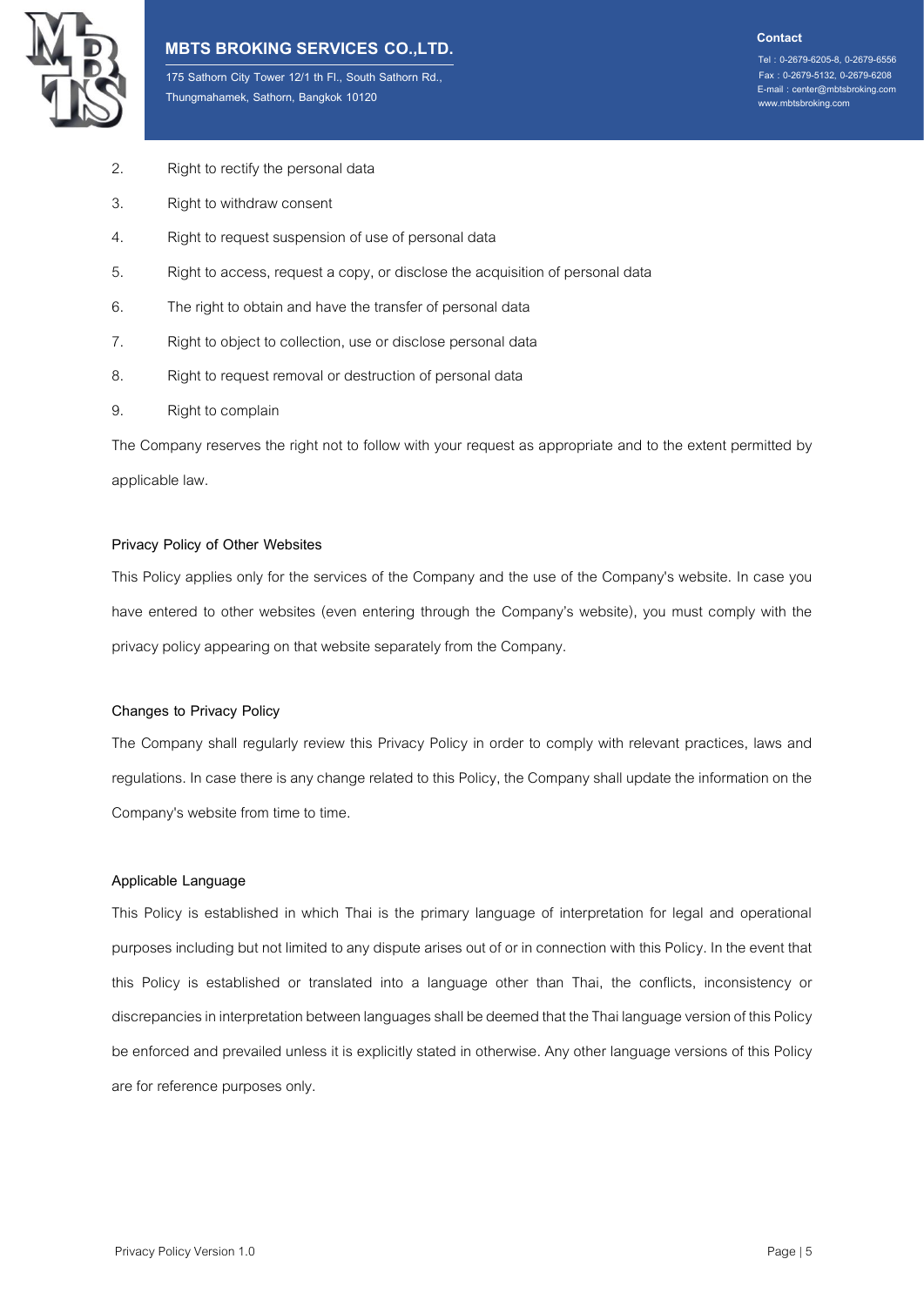2. Right to rectify the personal data
3. Right to withdraw consent
4. Right to request suspension of use of personal data
5. Right to access, request a copy, or disclose the acquisition of personal data
6. The right to obtain and have the transfer of personal data
7. Right to object to collection, use or disclose personal data
8. Right to request removal or destruction of personal data
9. Right to complain

The Company reserves the right not to follow with your request as appropriate and to the extent permitted by applicable law.

### Privacy Policy of Other Websites

This Policy applies only for the services of the Company and the use of the Company's website. In case you have entered to other websites (even entering through the Company's website), you must comply with the privacy policy appearing on that website separately from the Company.

### Changes to Privacy Policy

The Company shall regularly review this Privacy Policy in order to comply with relevant practices, laws and regulations. In case there is any change related to this Policy, the Company shall update the information on the Company's website from time to time.

### Applicable Language

This Policy is established in which Thai is the primary language of interpretation for legal and operational purposes including but not limited to any dispute arises out of or in connection with this Policy. In the event that this Policy is established or translated into a language other than Thai, the conflicts, inconsistency or discrepancies in interpretation between languages shall be deemed that the Thai language version of this Policy be enforced and prevailed unless it is explicitly stated in otherwise. Any other language versions of this Policy are for reference purposes only.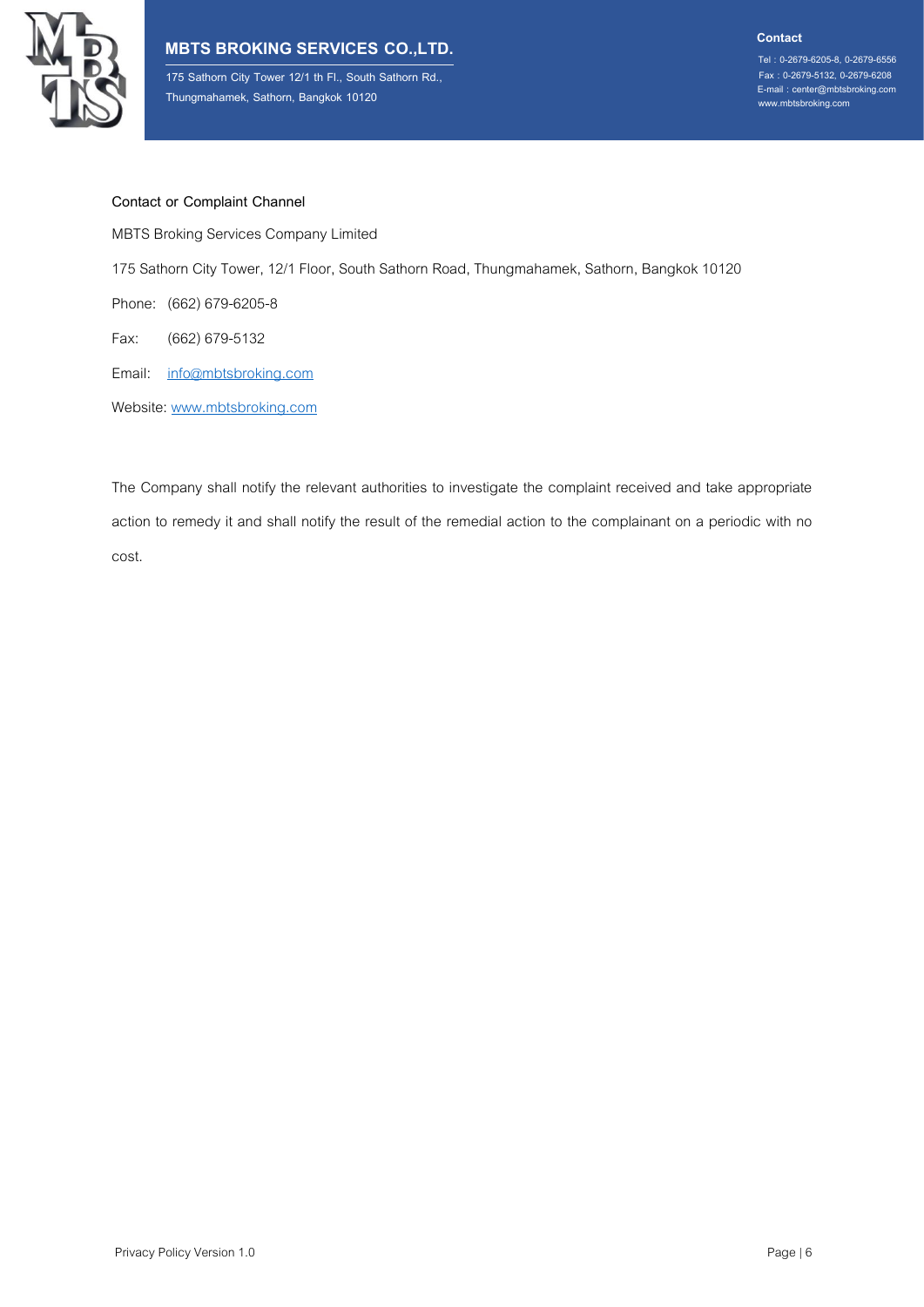**Contact or Complaint Channel**

MBTS Broking Services Company Limited

175 Sathorn City Tower, 12/1 Floor, South Sathorn Road, Thungmahamek, Sathorn, Bangkok 10120

Phone: (662) 679-6205-8

Fax: (662) 679-5132

Email: info@mbtsbroking.com

Website: www.mbtsbroking.com

The Company shall notify the relevant authorities to investigate the complaint received and take appropriate action to remedy it and shall notify the result of the remedial action to the complainant on a periodic with no cost.